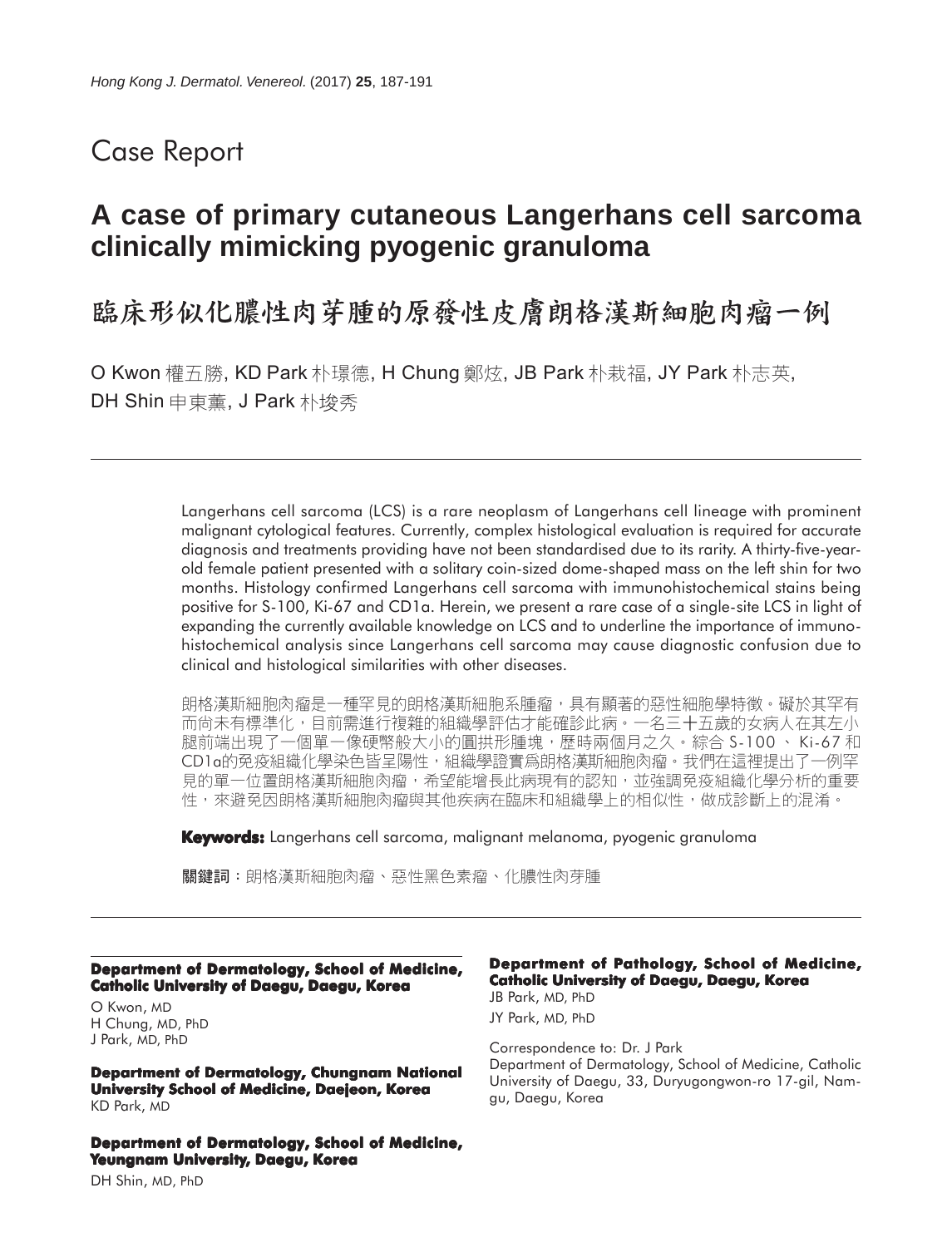# Case Report

## A case of primary cutaneous Langerhans cell sarcoma clinically mimicking pyogenic granuloma

## 臨床形似化膿性肉芽腫的原發性皮膚朗格漢斯細胞肉瘤一例

O Kwon 權五勝, KD Park 朴璟德, H Chung 鄭炫, JB Park 朴栽福, JY Park 朴志英, DH Shin 申東薰, J Park 朴埈秀

Langerhans cell sarcoma (LCS) is a rare neoplasm of Langerhans cell lineage with prominent malignant cytological features. Currently, complex histological evaluation is required for accurate diagnosis and treatments providing have not been standardised due to its rarity. A thirty-five-year-old female patient presented with a solitary coin-sized dome-shaped mass on the left shin for two months. Histology confirmed Langerhans cell sarcoma with immunohistochemical stains being positive for S-100, Ki-67 and CD1a. Herein, we present a rare case of a single-site LCS in light of expanding the currently available knowledge on LCS and to underline the importance of immunohistochemical analysis since Langerhans cell sarcoma may cause diagnostic confusion due to clinical and histological similarities with other diseases.

朗格漢斯細胞肉瘤是一種罕見的朗格漢斯細胞系腫瘤，具有顯著的惡性細胞學特徵。礙於其罕有而尚未有標準化，目前需進行複雜的組織學評估才能確診此病。一名三十五歲的女病人在其左小腿前端出現了一個單一像硬幣般大小的圓拱形腫塊，歷時兩個月之久。綜合 S-100 、 Ki-67 和 CD1a的免疫組織化學染色皆呈陽性，組織學證實為朗格漢斯細胞肉瘤。我們在這裡提出了一例罕見的單一位置朗格漢斯細胞肉瘤，希望能增長此病現有的認知，並強調免疫組織化學分析的重要性，來避免因朗格漢斯細胞肉瘤與其他疾病在臨床和組織學上的相似性，做成診斷上的混淆。

**Keywords:** Langerhans cell sarcoma, malignant melanoma, pyogenic granuloma

**關鍵詞**：朗格漢斯細胞肉瘤、惡性黑色素瘤、化膿性肉芽腫

**Department of Dermatology, School of Medicine, Catholic University of Daegu, Daegu, Korea**

O Kwon, MD
H Chung, MD, PhD
J Park, MD, PhD

**Department of Dermatology, Chungnam National University School of Medicine, Daejeon, Korea**

KD Park, MD

**Department of Dermatology, School of Medicine, Yeungnam University, Daegu, Korea**

DH Shin, MD, PhD

**Department of Pathology, School of Medicine, Catholic University of Daegu, Daegu, Korea**

JB Park, MD, PhD
JY Park, MD, PhD

Correspondence to: Dr. J Park
Department of Dermatology, School of Medicine, Catholic University of Daegu, 33, Duryugongwon-ro 17-gil, Nam-gu, Daegu, Korea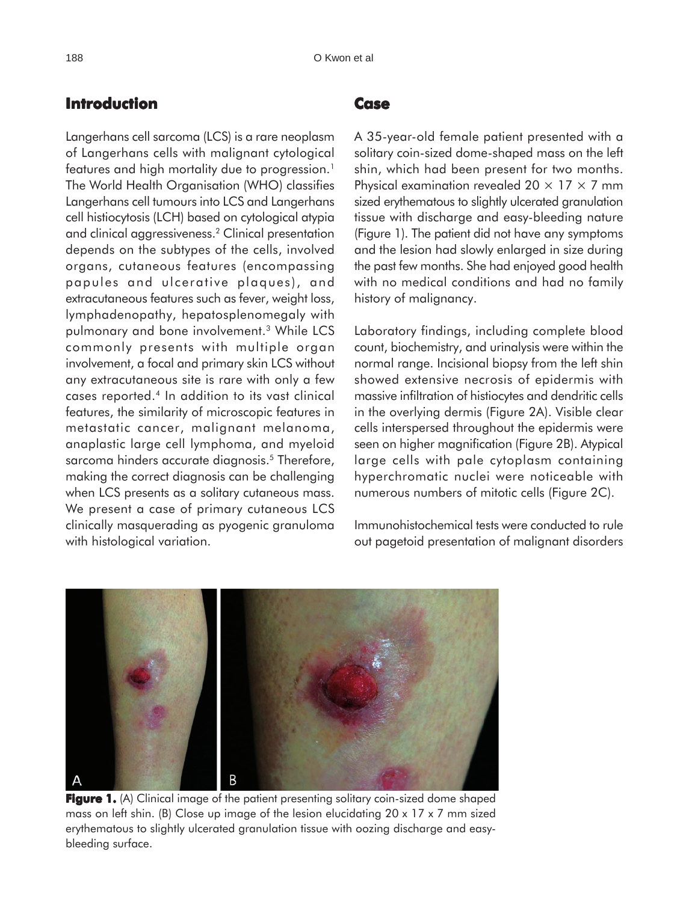## Introduction

Langerhans cell sarcoma (LCS) is a rare neoplasm of Langerhans cells with malignant cytological features and high mortality due to progression.[1] The World Health Organisation (WHO) classifies Langerhans cell tumours into LCS and Langerhans cell histiocytosis (LCH) based on cytological atypia and clinical aggressiveness.[2] Clinical presentation depends on the subtypes of the cells, involved organs, cutaneous features (encompassing papules and ulcerative plaques), and extracutaneous features such as fever, weight loss, lymphadenopathy, hepatosplenomegaly with pulmonary and bone involvement.[3] While LCS commonly presents with multiple organ involvement, a focal and primary skin LCS without any extracutaneous site is rare with only a few cases reported.[4] In addition to its vast clinical features, the similarity of microscopic features in metastatic cancer, malignant melanoma, anaplastic large cell lymphoma, and myeloid sarcoma hinders accurate diagnosis.[5] Therefore, making the correct diagnosis can be challenging when LCS presents as a solitary cutaneous mass. We present a case of primary cutaneous LCS clinically masquerading as pyogenic granuloma with histological variation.

## Case

A 35-year-old female patient presented with a solitary coin-sized dome-shaped mass on the left shin, which had been present for two months. Physical examination revealed $20 \times 17 \times 7$ mm sized erythematous to slightly ulcerated granulation tissue with discharge and easy-bleeding nature (Figure 1). The patient did not have any symptoms and the lesion had slowly enlarged in size during the past few months. She had enjoyed good health with no medical conditions and had no family history of malignancy.

Laboratory findings, including complete blood count, biochemistry, and urinalysis were within the normal range. Incisional biopsy from the left shin showed extensive necrosis of epidermis with massive infiltration of histiocytes and dendritic cells in the overlying dermis (Figure 2A). Visible clear cells interspersed throughout the epidermis were seen on higher magnification (Figure 2B). Atypical large cells with pale cytoplasm containing hyperchromatic nuclei were noticeable with numerous numbers of mitotic cells (Figure 2C).

Immunohistochemical tests were conducted to rule out pagetoid presentation of malignant disorders

**Figure 1.** (A) Clinical image of the patient presenting solitary coin-sized dome shaped mass on left shin. (B) Close up image of the lesion elucidating 20 x 17 x 7 mm sized erythematous to slightly ulcerated granulation tissue with oozing discharge and easy-bleeding surface.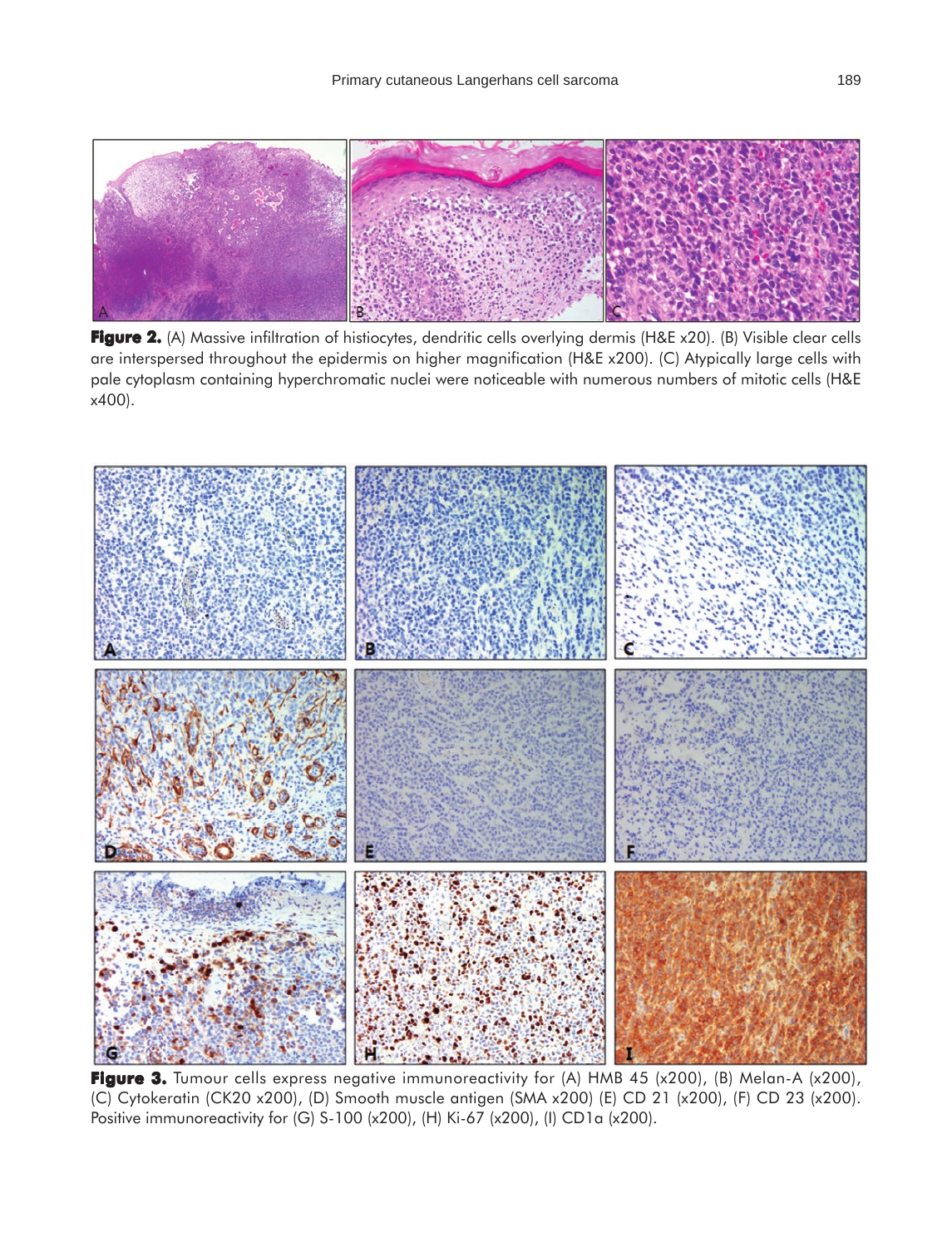**Figure 2.** (A) Massive infiltration of histiocytes, dendritic cells overlying dermis (H&E x20). (B) Visible clear cells are interspersed throughout the epidermis on higher magnification (H&E x200). (C) Atypically large cells with pale cytoplasm containing hyperchromatic nuclei were noticeable with numerous numbers of mitotic cells (H&E x400).

**Figure 3.** Tumour cells express negative immunoreactivity for (A) HMB 45 (x200), (B) Melan-A (x200), (C) Cytokeratin (CK20 x200), (D) Smooth muscle antigen (SMA x200) (E) CD 21 (x200), (F) CD 23 (x200). Positive immunoreactivity for (G) S-100 (x200), (H) Ki-67 (x200), (I) CD1a (x200).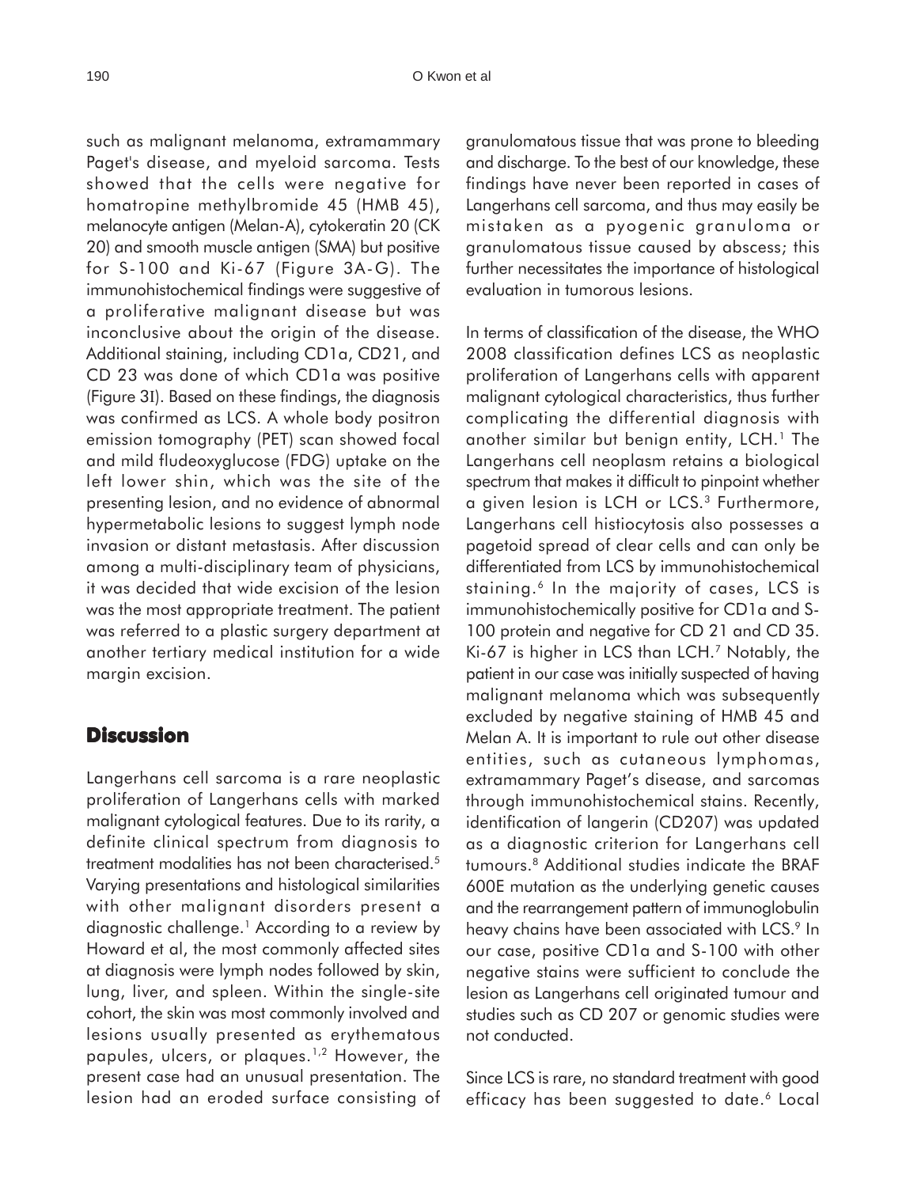such as malignant melanoma, extramammary Paget's disease, and myeloid sarcoma. Tests showed that the cells were negative for homatropine methylbromide 45 (HMB 45), melanocyte antigen (Melan-A), cytokeratin 20 (CK 20) and smooth muscle antigen (SMA) but positive for S-100 and Ki-67 (Figure 3A-G). The immunohistochemical findings were suggestive of a proliferative malignant disease but was inconclusive about the origin of the disease. Additional staining, including CD1a, CD21, and CD 23 was done of which CD1a was positive (Figure 3I). Based on these findings, the diagnosis was confirmed as LCS. A whole body positron emission tomography (PET) scan showed focal and mild fludeoxyglucose (FDG) uptake on the left lower shin, which was the site of the presenting lesion, and no evidence of abnormal hypermetabolic lesions to suggest lymph node invasion or distant metastasis. After discussion among a multi-disciplinary team of physicians, it was decided that wide excision of the lesion was the most appropriate treatment. The patient was referred to a plastic surgery department at another tertiary medical institution for a wide margin excision.

## Discussion

Langerhans cell sarcoma is a rare neoplastic proliferation of Langerhans cells with marked malignant cytological features. Due to its rarity, a definite clinical spectrum from diagnosis to treatment modalities has not been characterised.[5] Varying presentations and histological similarities with other malignant disorders present a diagnostic challenge.[1] According to a review by Howard et al, the most commonly affected sites at diagnosis were lymph nodes followed by skin, lung, liver, and spleen. Within the single-site cohort, the skin was most commonly involved and lesions usually presented as erythematous papules, ulcers, or plaques.[1,2] However, the present case had an unusual presentation. The lesion had an eroded surface consisting of granulomatous tissue that was prone to bleeding and discharge. To the best of our knowledge, these findings have never been reported in cases of Langerhans cell sarcoma, and thus may easily be mistaken as a pyogenic granuloma or granulomatous tissue caused by abscess; this further necessitates the importance of histological evaluation in tumorous lesions.

In terms of classification of the disease, the WHO 2008 classification defines LCS as neoplastic proliferation of Langerhans cells with apparent malignant cytological characteristics, thus further complicating the differential diagnosis with another similar but benign entity, LCH.[1] The Langerhans cell neoplasm retains a biological spectrum that makes it difficult to pinpoint whether a given lesion is LCH or LCS.[3] Furthermore, Langerhans cell histiocytosis also possesses a pagetoid spread of clear cells and can only be differentiated from LCS by immunohistochemical staining.[6] In the majority of cases, LCS is immunohistochemically positive for CD1a and S-100 protein and negative for CD 21 and CD 35. Ki-67 is higher in LCS than LCH.[7] Notably, the patient in our case was initially suspected of having malignant melanoma which was subsequently excluded by negative staining of HMB 45 and Melan A. It is important to rule out other disease entities, such as cutaneous lymphomas, extramammary Paget's disease, and sarcomas through immunohistochemical stains. Recently, identification of langerin (CD207) was updated as a diagnostic criterion for Langerhans cell tumours.[8] Additional studies indicate the BRAF 600E mutation as the underlying genetic causes and the rearrangement pattern of immunoglobulin heavy chains have been associated with LCS.[9] In our case, positive CD1a and S-100 with other negative stains were sufficient to conclude the lesion as Langerhans cell originated tumour and studies such as CD 207 or genomic studies were not conducted.

Since LCS is rare, no standard treatment with good efficacy has been suggested to date.[6] Local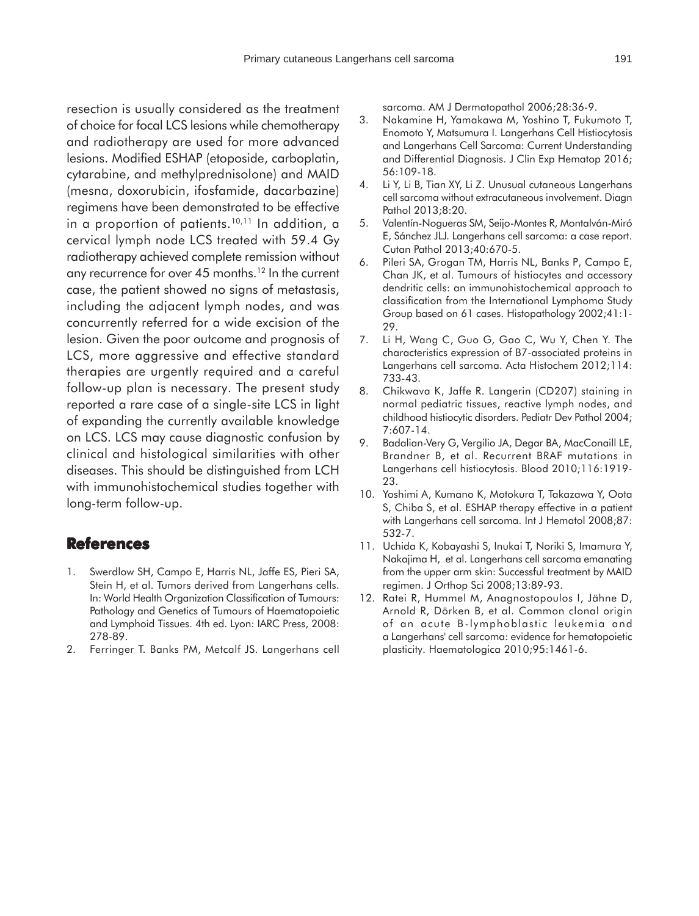resection is usually considered as the treatment of choice for focal LCS lesions while chemotherapy and radiotherapy are used for more advanced lesions. Modified ESHAP (etoposide, carboplatin, cytarabine, and methylprednisolone) and MAID (mesna, doxorubicin, ifosfamide, dacarbazine) regimens have been demonstrated to be effective in a proportion of patients.[10,11] In addition, a cervical lymph node LCS treated with 59.4 Gy radiotherapy achieved complete remission without any recurrence for over 45 months.[12] In the current case, the patient showed no signs of metastasis, including the adjacent lymph nodes, and was concurrently referred for a wide excision of the lesion. Given the poor outcome and prognosis of LCS, more aggressive and effective standard therapies are urgently required and a careful follow-up plan is necessary. The present study reported a rare case of a single-site LCS in light of expanding the currently available knowledge on LCS. LCS may cause diagnostic confusion by clinical and histological similarities with other diseases. This should be distinguished from LCH with immunohistochemical studies together with long-term follow-up.

## References

1. Swerdlow SH, Campo E, Harris NL, Jaffe ES, Pieri SA, Stein H, et al. Tumors derived from Langerhans cells. In: World Health Organization Classification of Tumours: Pathology and Genetics of Tumours of Haematopoietic and Lymphoid Tissues. 4th ed. Lyon: IARC Press, 2008: 278-89.
2. Ferringer T. Banks PM, Metcalf JS. Langerhans cell sarcoma. AM J Dermatopathol 2006;28:36-9.
3. Nakamine H, Yamakawa M, Yoshino T, Fukumoto T, Enomoto Y, Matsumura I. Langerhans Cell Histiocytosis and Langerhans Cell Sarcoma: Current Understanding and Differential Diagnosis. J Clin Exp Hematop 2016; 56:109-18.
4. Li Y, Li B, Tian XY, Li Z. Unusual cutaneous Langerhans cell sarcoma without extracutaneous involvement. Diagn Pathol 2013;8:20.
5. Valentín-Nogueras SM, Seijo-Montes R, Montalván-Miró E, Sánchez JLJ. Langerhans cell sarcoma: a case report. Cutan Pathol 2013;40:670-5.
6. Pileri SA, Grogan TM, Harris NL, Banks P, Campo E, Chan JK, et al. Tumours of histiocytes and accessory dendritic cells: an immunohistochemical approach to classification from the International Lymphoma Study Group based on 61 cases. Histopathology 2002;41:1-29.
7. Li H, Wang C, Guo G, Gao C, Wu Y, Chen Y. The characteristics expression of B7-associated proteins in Langerhans cell sarcoma. Acta Histochem 2012;114: 733-43.
8. Chikwava K, Jaffe R. Langerin (CD207) staining in normal pediatric tissues, reactive lymph nodes, and childhood histiocytic disorders. Pediatr Dev Pathol 2004; 7:607-14.
9. Badalian-Very G, Vergilio JA, Degar BA, MacConaill LE, Brandner B, et al. Recurrent BRAF mutations in Langerhans cell histiocytosis. Blood 2010;116:1919-23.
10. Yoshimi A, Kumano K, Motokura T, Takazawa Y, Oota S, Chiba S, et al. ESHAP therapy effective in a patient with Langerhans cell sarcoma. Int J Hematol 2008;87: 532-7.
11. Uchida K, Kobayashi S, Inukai T, Noriki S, Imamura Y, Nakajima H, et al. Langerhans cell sarcoma emanating from the upper arm skin: Successful treatment by MAID regimen. J Orthop Sci 2008;13:89-93.
12. Ratei R, Hummel M, Anagnostopoulos I, Jähne D, Arnold R, Dörken B, et al. Common clonal origin of an acute B-lymphoblastic leukemia and a Langerhans' cell sarcoma: evidence for hematopoietic plasticity. Haematologica 2010;95:1461-6.